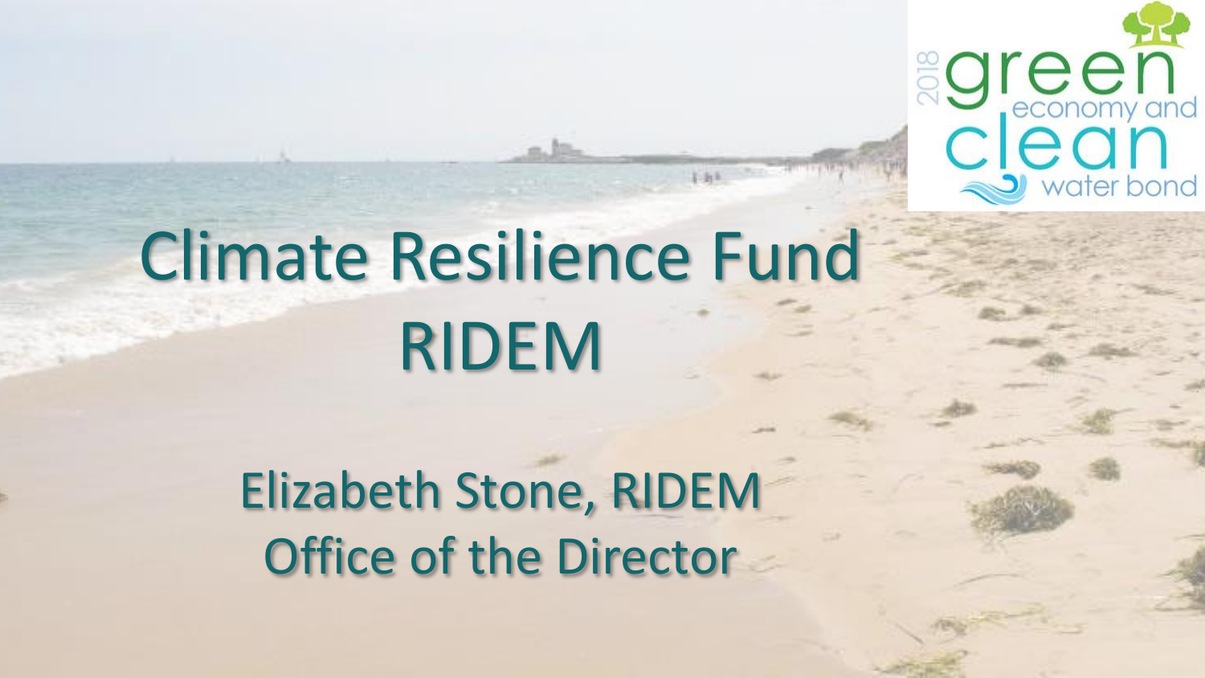# Climate Resilience Fund RIDEM

Elizabeth Stone, RIDEM
Office of the Director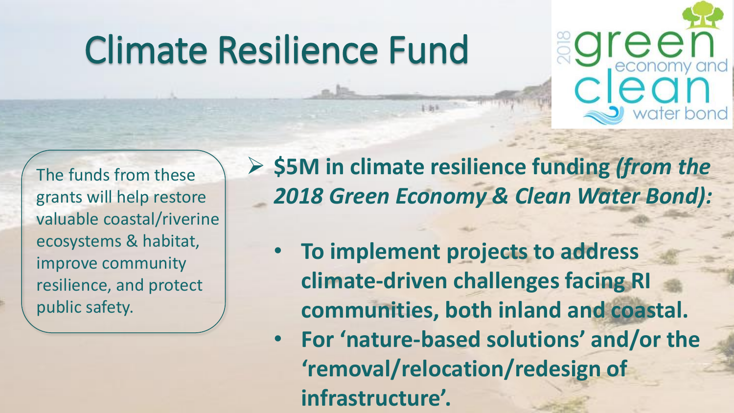# Climate Resilience Fund

2018 green economy and clean water bond

The funds from these grants will help restore valuable coastal/riverine ecosystems & habitat, improve community resilience, and protect public safety.

- **$5M in climate resilience funding *(from the 2018 Green Economy & Clean Water Bond):***
  - **To implement projects to address climate-driven challenges facing RI communities, both inland and coastal.**
  - **For 'nature-based solutions' and/or the 'removal/relocation/redesign of infrastructure'.**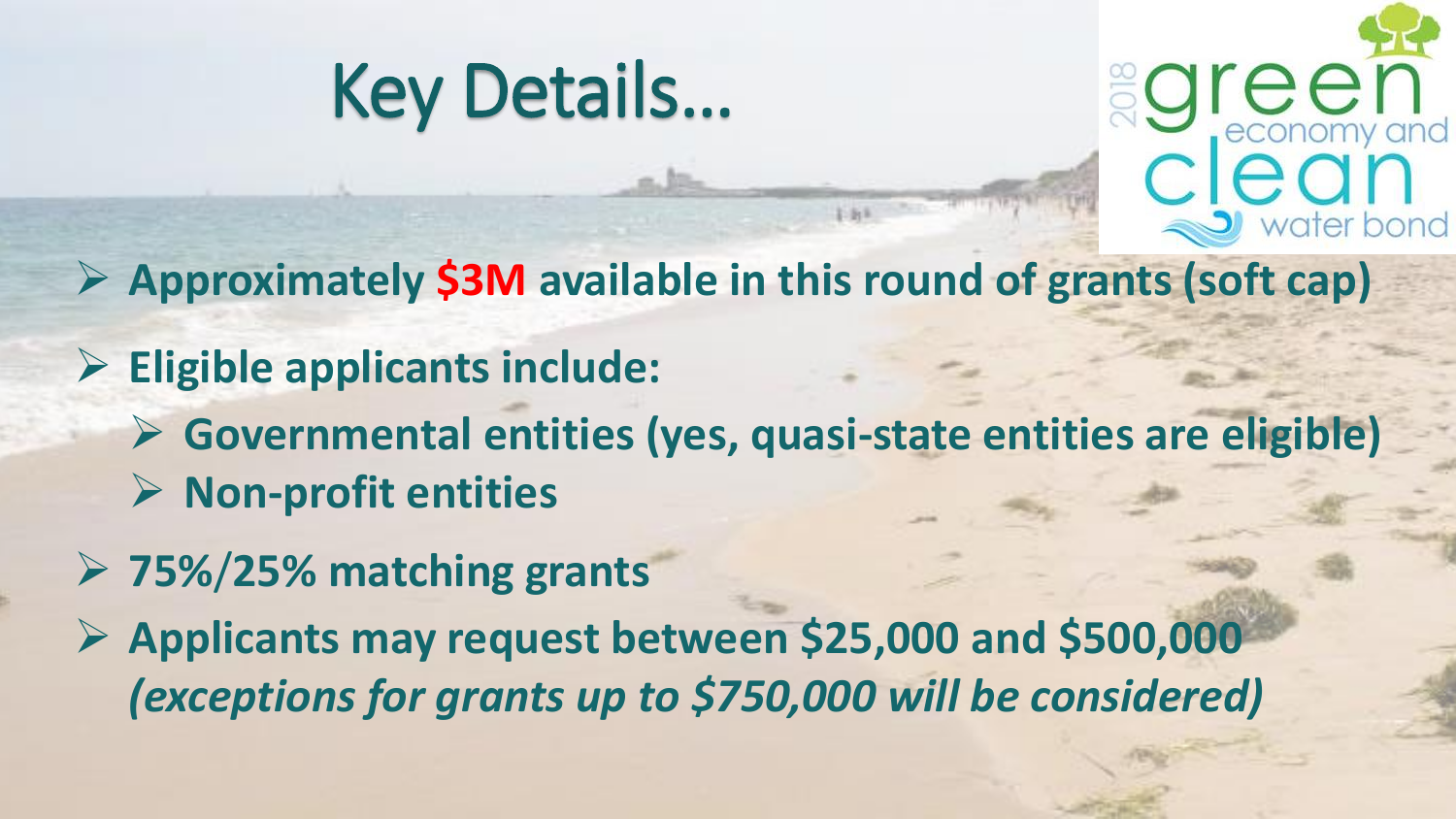# Key Details…

- **Approximately $3M available in this round of grants (soft cap)**
- **Eligible applicants include:**
  - **Governmental entities (yes, quasi-state entities are eligible)**
  - **Non-profit entities**
- **75%/25% matching grants**
- **Applicants may request between $25,000 and $500,000** ***(exceptions for grants up to $750,000 will be considered)***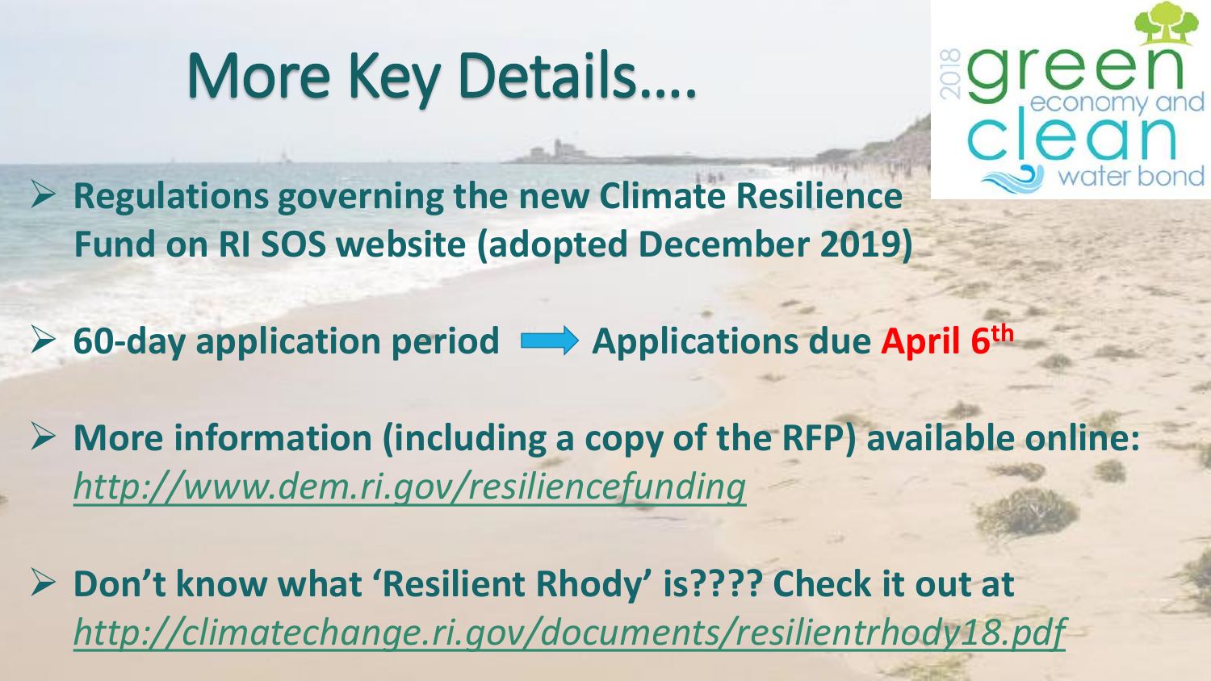# More Key Details….

- **Regulations governing the new Climate Resilience Fund on RI SOS website (adopted December 2019)**
- **60-day application period → Applications due April 6th**
- **More information (including a copy of the RFP) available online:** *http://www.dem.ri.gov/resiliencefunding*
- **Don't know what 'Resilient Rhody' is???? Check it out at** *http://climatechange.ri.gov/documents/resilientrhody18.pdf*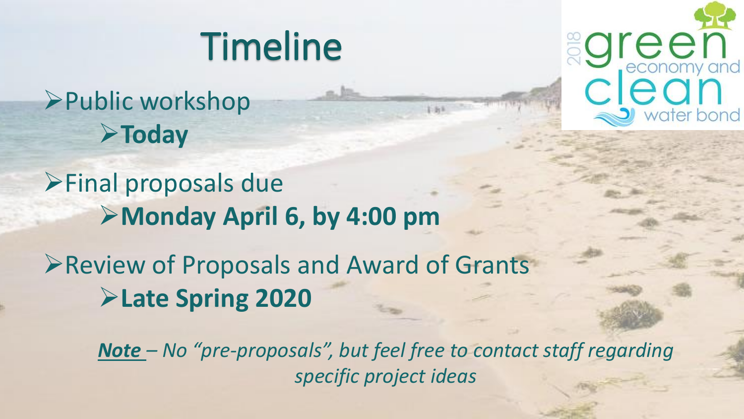# Timeline

- Public workshop
  - **Today**
- Final proposals due
  - **Monday April 6, by 4:00 pm**
- Review of Proposals and Award of Grants
  - **Late Spring 2020**

***Note*** *– No "pre-proposals", but feel free to contact staff regarding specific project ideas*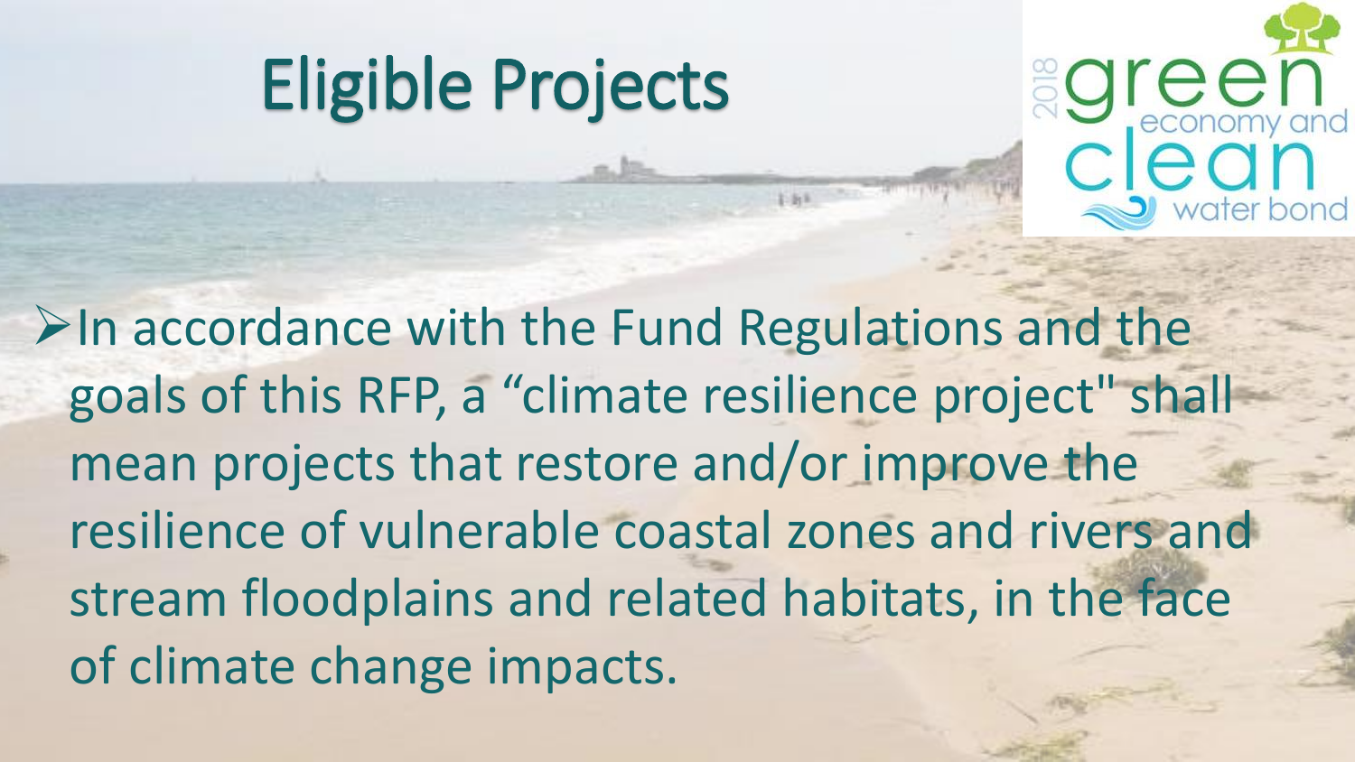# Eligible Projects

- In accordance with the Fund Regulations and the goals of this RFP, a "climate resilience project" shall mean projects that restore and/or improve the resilience of vulnerable coastal zones and rivers and stream floodplains and related habitats, in the face of climate change impacts.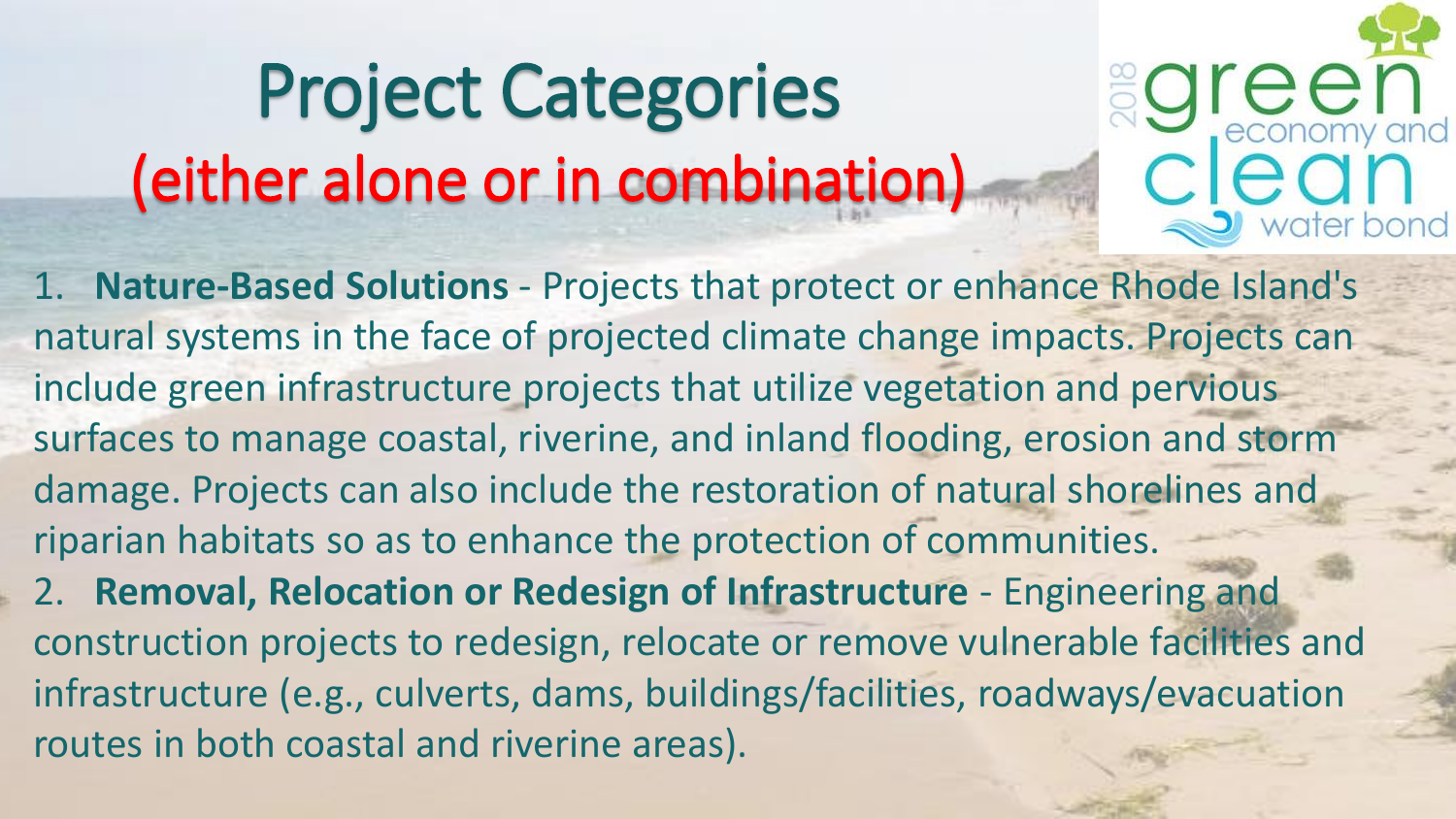# Project Categories
## (either alone or in combination)

2018 green economy and clean water bond

1. **Nature-Based Solutions** - Projects that protect or enhance Rhode Island's natural systems in the face of projected climate change impacts. Projects can include green infrastructure projects that utilize vegetation and pervious surfaces to manage coastal, riverine, and inland flooding, erosion and storm damage. Projects can also include the restoration of natural shorelines and riparian habitats so as to enhance the protection of communities.
2. **Removal, Relocation or Redesign of Infrastructure** - Engineering and construction projects to redesign, relocate or remove vulnerable facilities and infrastructure (e.g., culverts, dams, buildings/facilities, roadways/evacuation routes in both coastal and riverine areas).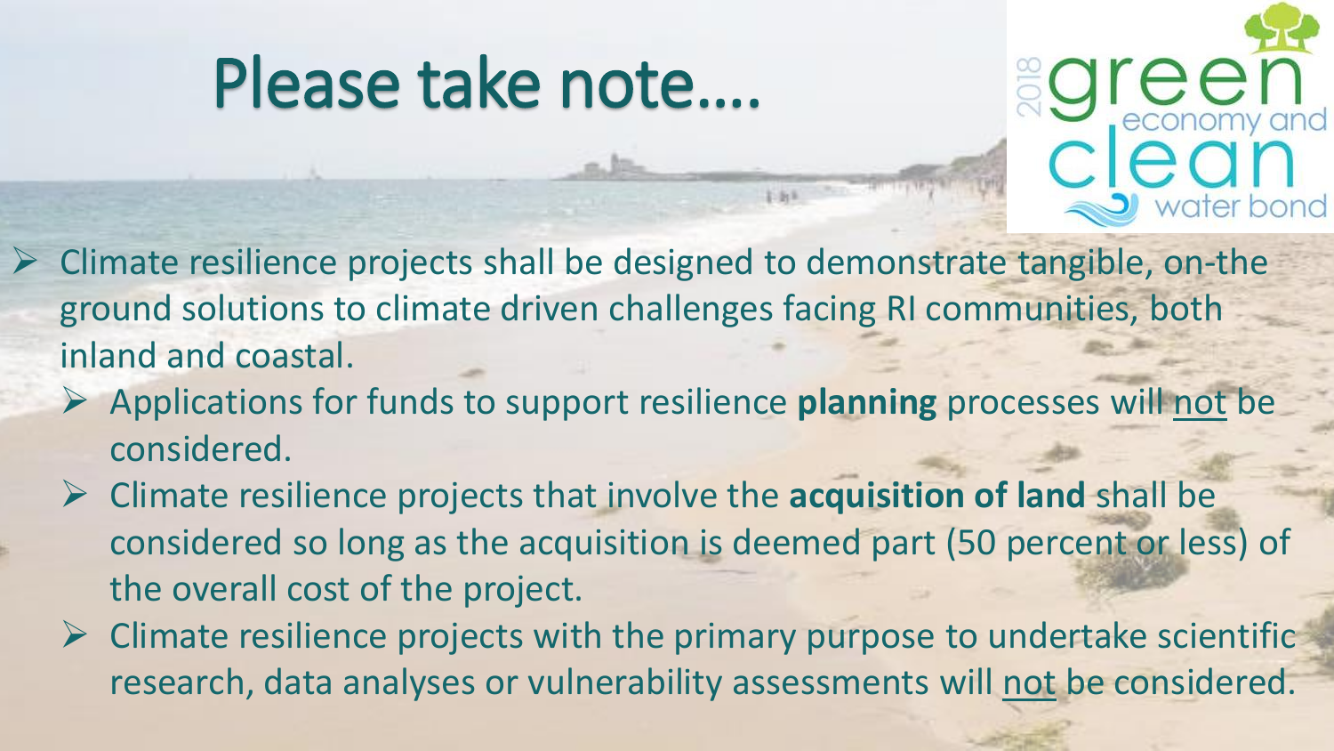# Please take note….

2018 green economy and clean water bond

- Climate resilience projects shall be designed to demonstrate tangible, on-the ground solutions to climate driven challenges facing RI communities, both inland and coastal.
  - Applications for funds to support resilience **planning** processes will not be considered.
  - Climate resilience projects that involve the **acquisition of land** shall be considered so long as the acquisition is deemed part (50 percent or less) of the overall cost of the project.
  - Climate resilience projects with the primary purpose to undertake scientific research, data analyses or vulnerability assessments will not be considered.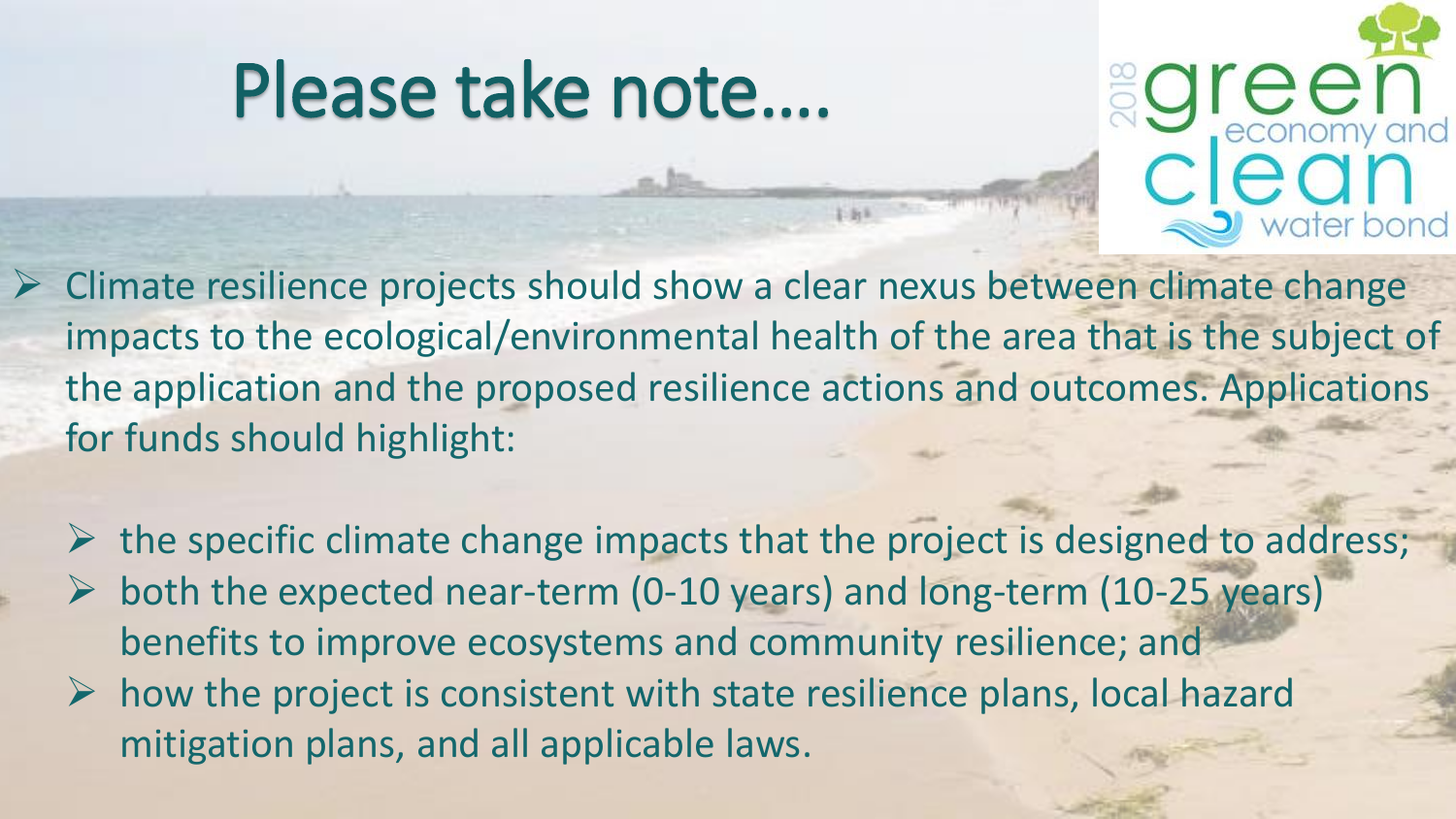# Please take note….

- Climate resilience projects should show a clear nexus between climate change impacts to the ecological/environmental health of the area that is the subject of the application and the proposed resilience actions and outcomes. Applications for funds should highlight:
  - the specific climate change impacts that the project is designed to address;
  - both the expected near-term (0-10 years) and long-term (10-25 years) benefits to improve ecosystems and community resilience; and
  - how the project is consistent with state resilience plans, local hazard mitigation plans, and all applicable laws.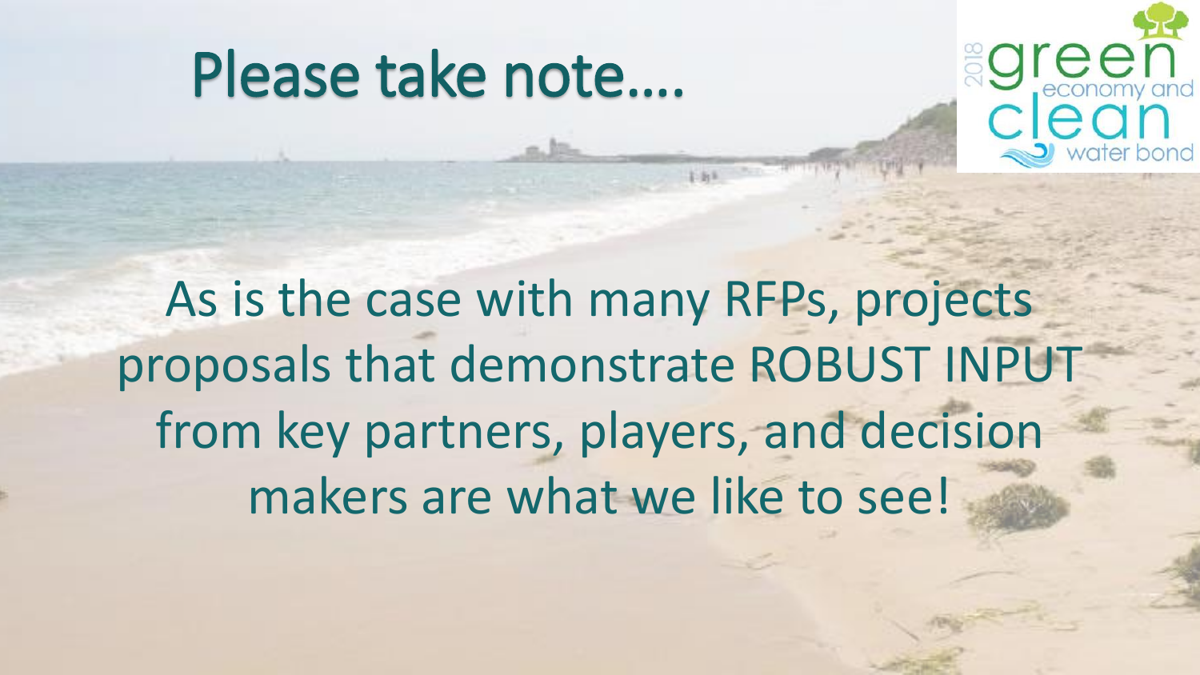# Please take note….

As is the case with many RFPs, projects proposals that demonstrate ROBUST INPUT from key partners, players, and decision makers are what we like to see!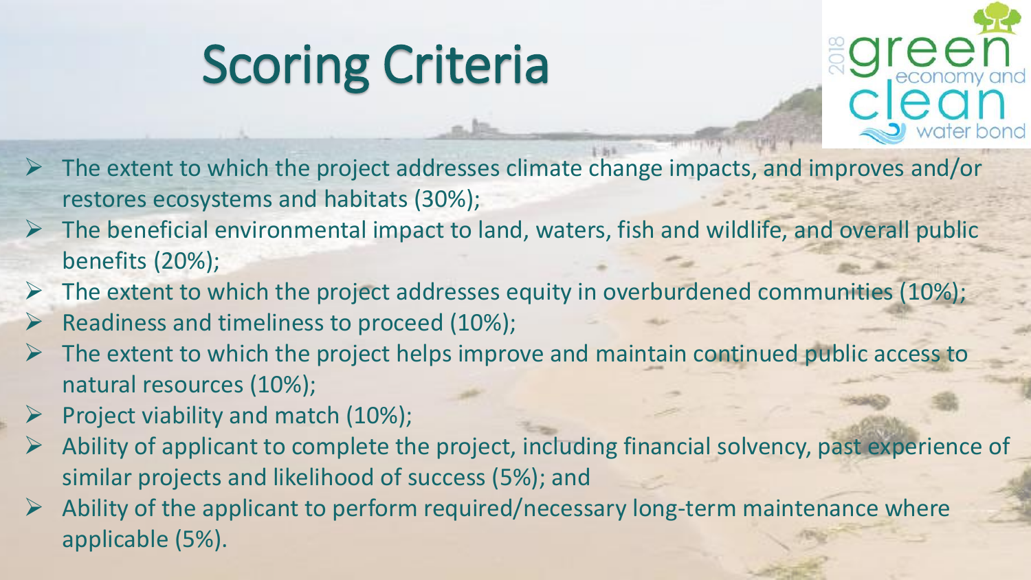# Scoring Criteria

- The extent to which the project addresses climate change impacts, and improves and/or restores ecosystems and habitats (30%);
- The beneficial environmental impact to land, waters, fish and wildlife, and overall public benefits (20%);
- The extent to which the project addresses equity in overburdened communities (10%);
- Readiness and timeliness to proceed (10%);
- The extent to which the project helps improve and maintain continued public access to natural resources (10%);
- Project viability and match (10%);
- Ability of applicant to complete the project, including financial solvency, past experience of similar projects and likelihood of success (5%); and
- Ability of the applicant to perform required/necessary long-term maintenance where applicable (5%).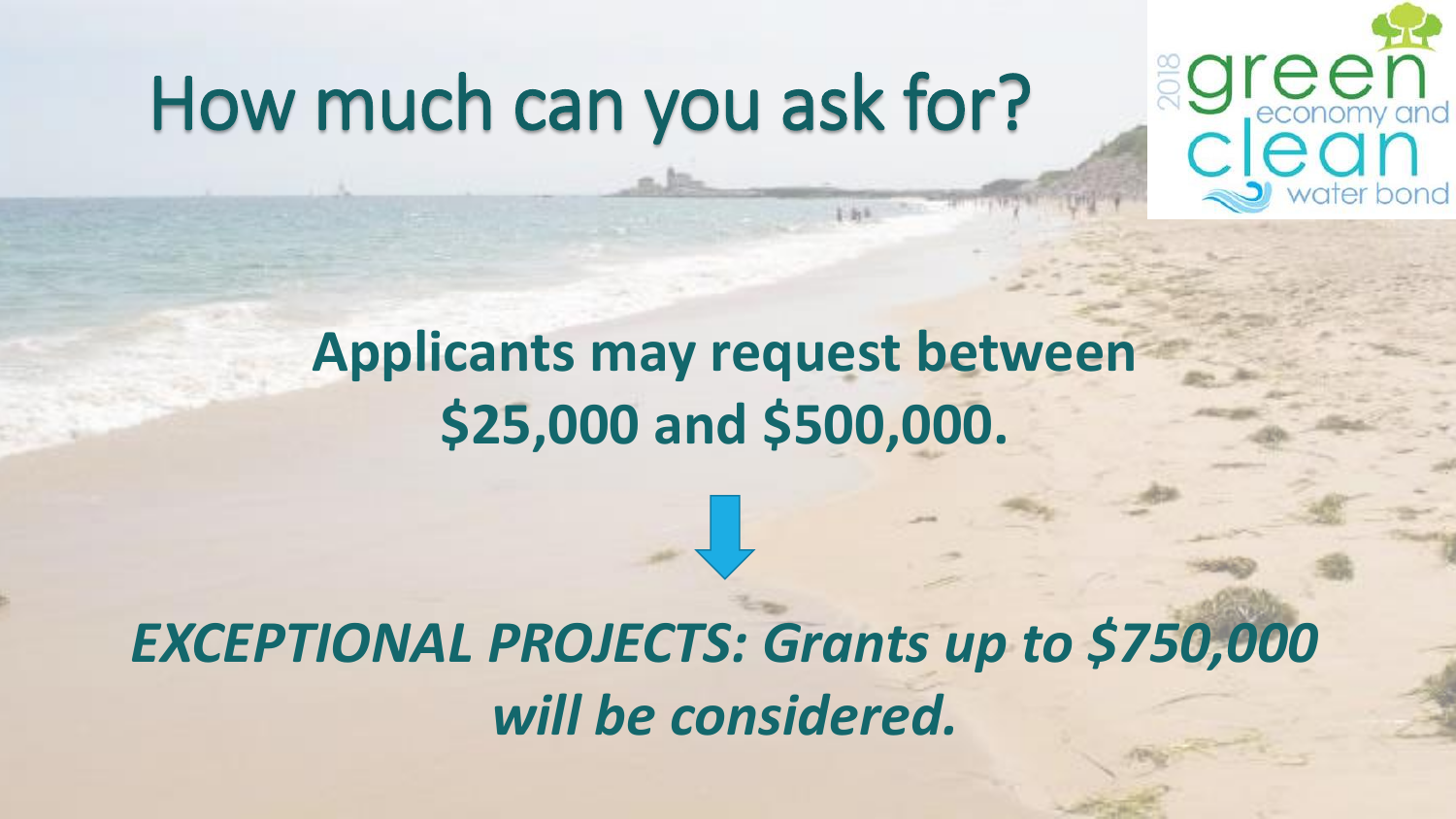# How much can you ask for?

2018 green economy and clean water bond

**Applicants may request between $25,000 and $500,000.**

***EXCEPTIONAL PROJECTS: Grants up to $750,000 will be considered.***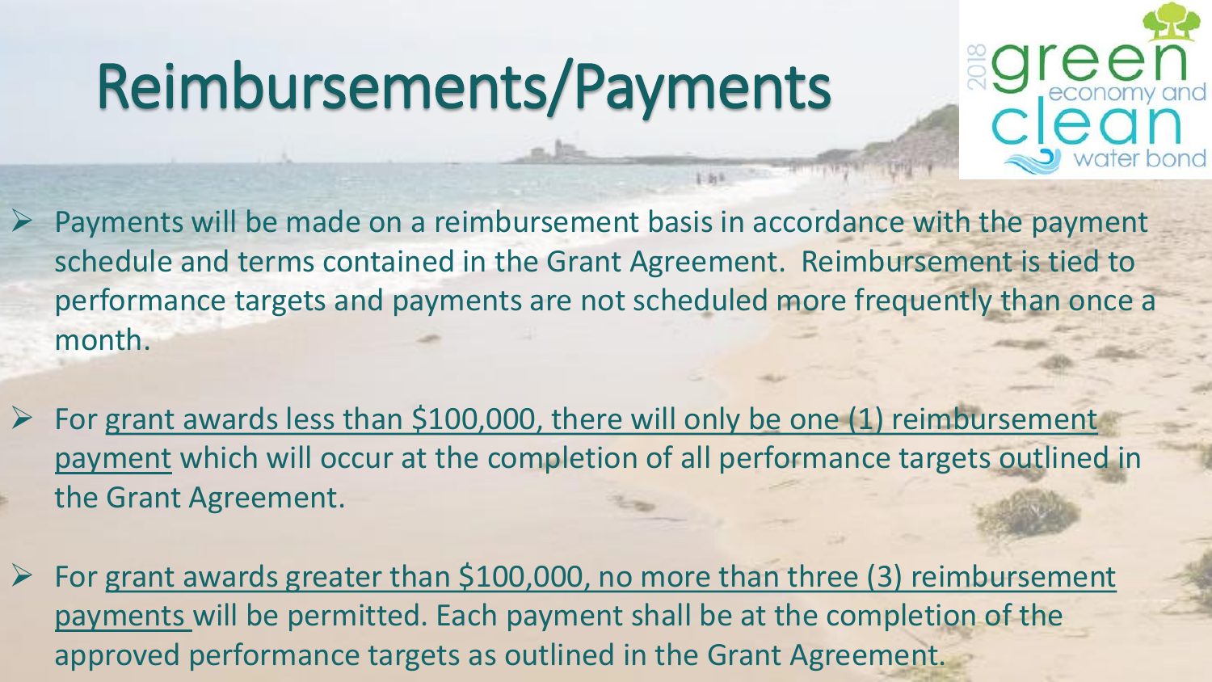# Reimbursements/Payments

- Payments will be made on a reimbursement basis in accordance with the payment schedule and terms contained in the Grant Agreement. Reimbursement is tied to performance targets and payments are not scheduled more frequently than once a month.

- For grant awards less than $100,000, there will only be one (1) reimbursement payment which will occur at the completion of all performance targets outlined in the Grant Agreement.

- For grant awards greater than $100,000, no more than three (3) reimbursement payments will be permitted. Each payment shall be at the completion of the approved performance targets as outlined in the Grant Agreement.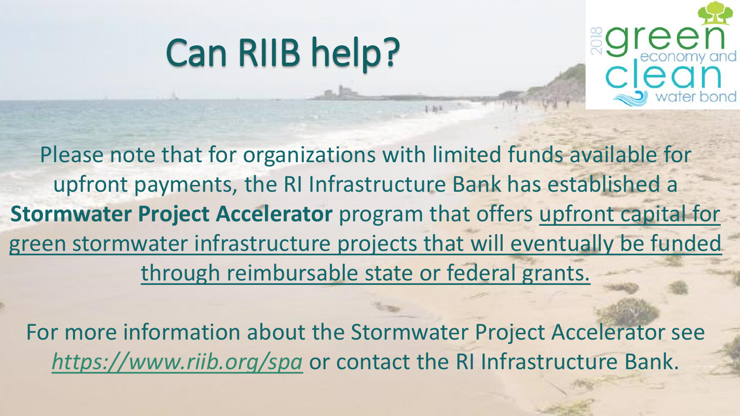# Can RIIB help?

Please note that for organizations with limited funds available for upfront payments, the RI Infrastructure Bank has established a **Stormwater Project Accelerator** program that offers upfront capital for green stormwater infrastructure projects that will eventually be funded through reimbursable state or federal grants.

For more information about the Stormwater Project Accelerator see *https://www.riib.org/spa* or contact the RI Infrastructure Bank.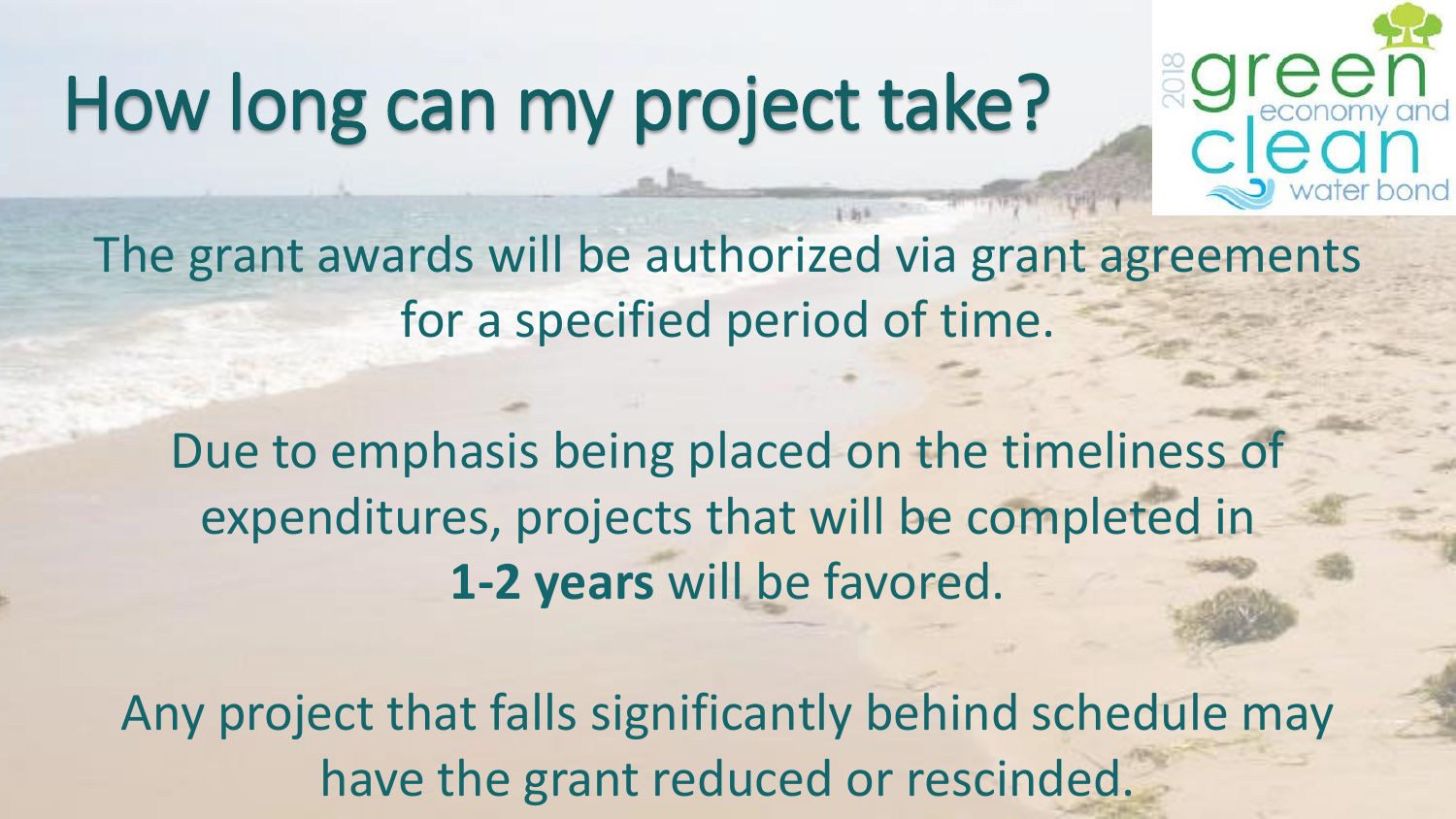# How long can my project take?

The grant awards will be authorized via grant agreements for a specified period of time.

Due to emphasis being placed on the timeliness of expenditures, projects that will be completed in **1-2 years** will be favored.

Any project that falls significantly behind schedule may have the grant reduced or rescinded.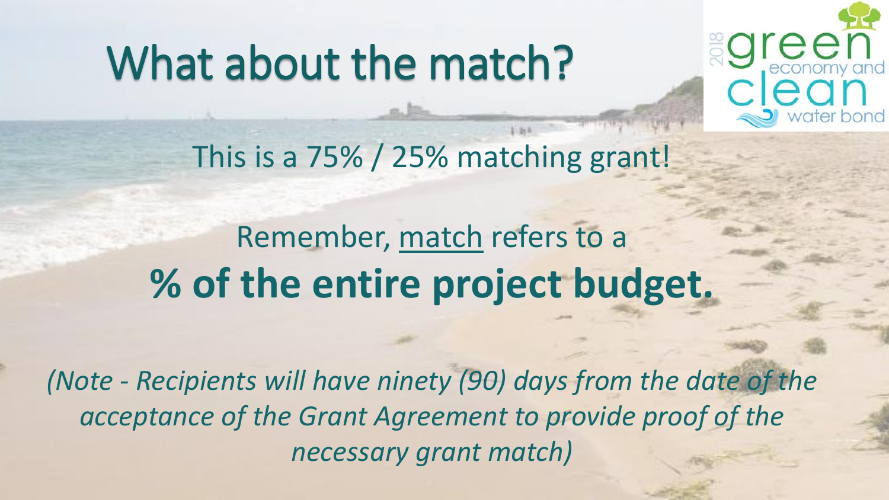# What about the match?

This is a 75% / 25% matching grant!

Remember, match refers to a

**% of the entire project budget.**

*(Note - Recipients will have ninety (90) days from the date of the acceptance of the Grant Agreement to provide proof of the necessary grant match)*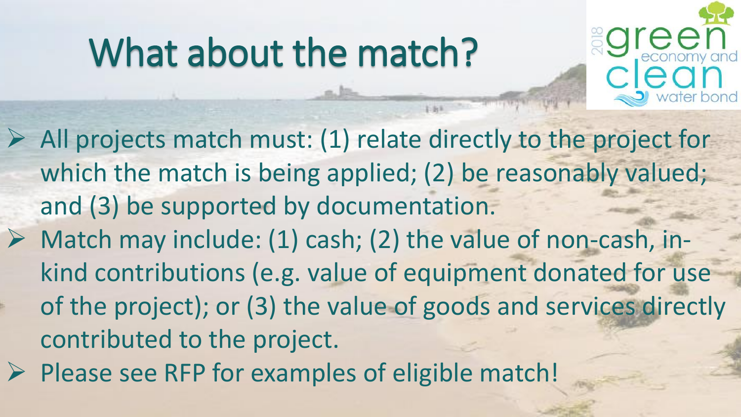# What about the match?

- All projects match must: (1) relate directly to the project for which the match is being applied; (2) be reasonably valued; and (3) be supported by documentation.
- Match may include: (1) cash; (2) the value of non-cash, in-kind contributions (e.g. value of equipment donated for use of the project); or (3) the value of goods and services directly contributed to the project.
- Please see RFP for examples of eligible match!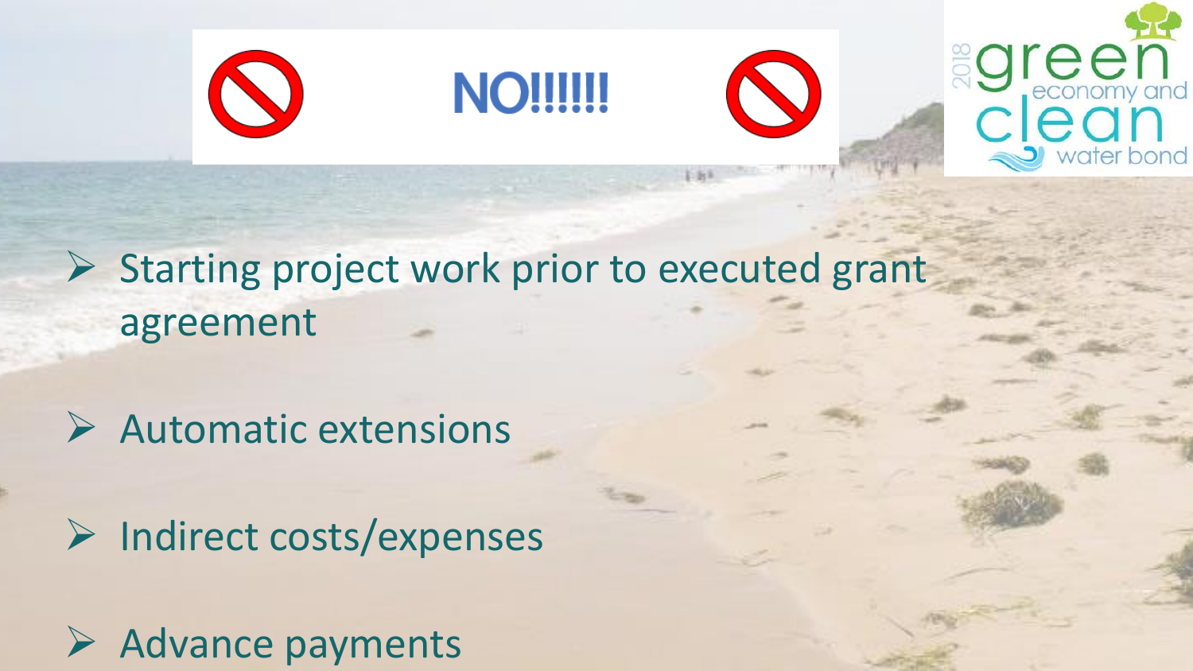# NO!!!!!!

- Starting project work prior to executed grant agreement
- Automatic extensions
- Indirect costs/expenses
- Advance payments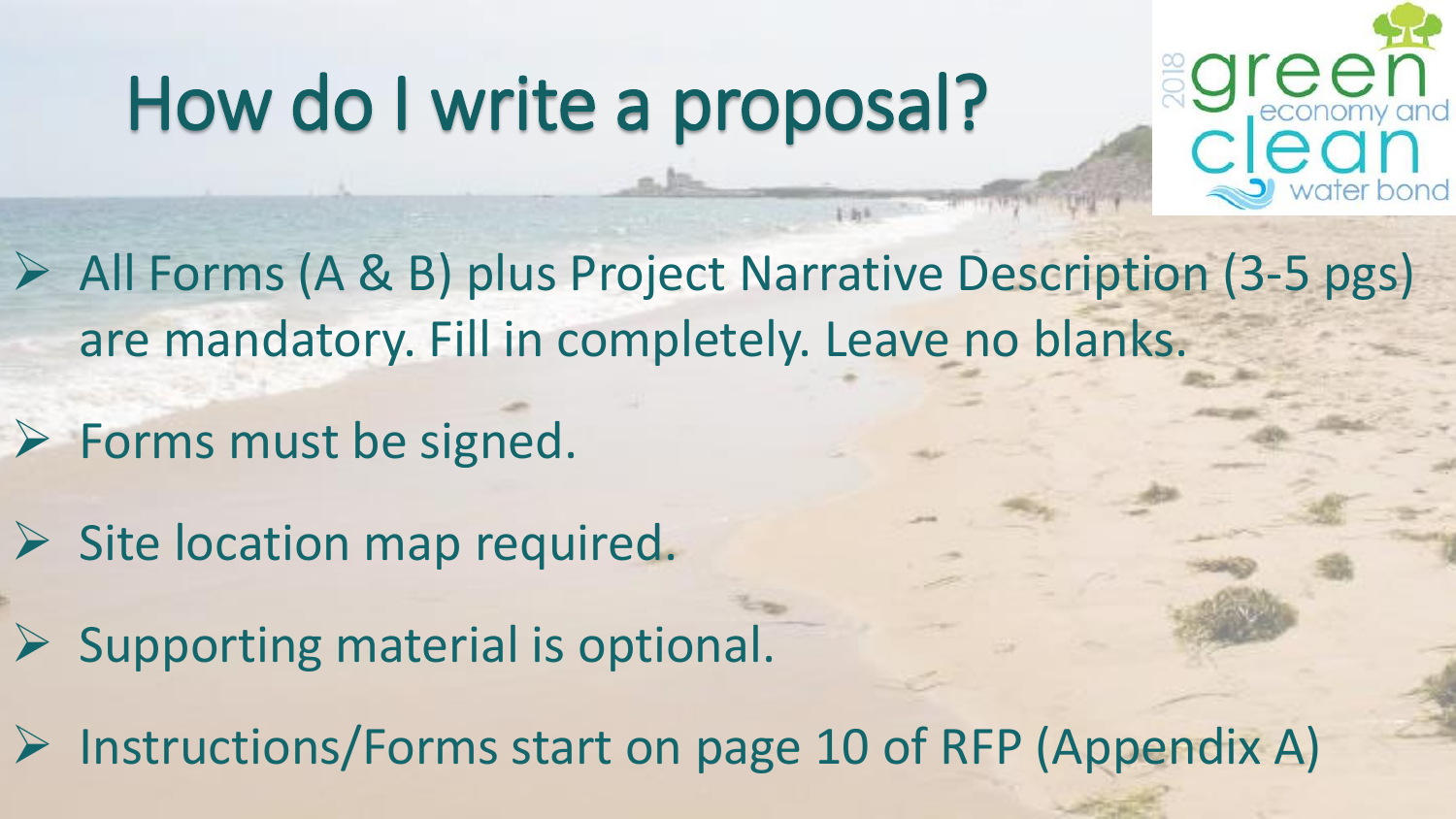# How do I write a proposal?

- All Forms (A & B) plus Project Narrative Description (3-5 pgs) are mandatory. Fill in completely. Leave no blanks.
- Forms must be signed.
- Site location map required.
- Supporting material is optional.
- Instructions/Forms start on page 10 of RFP (Appendix A)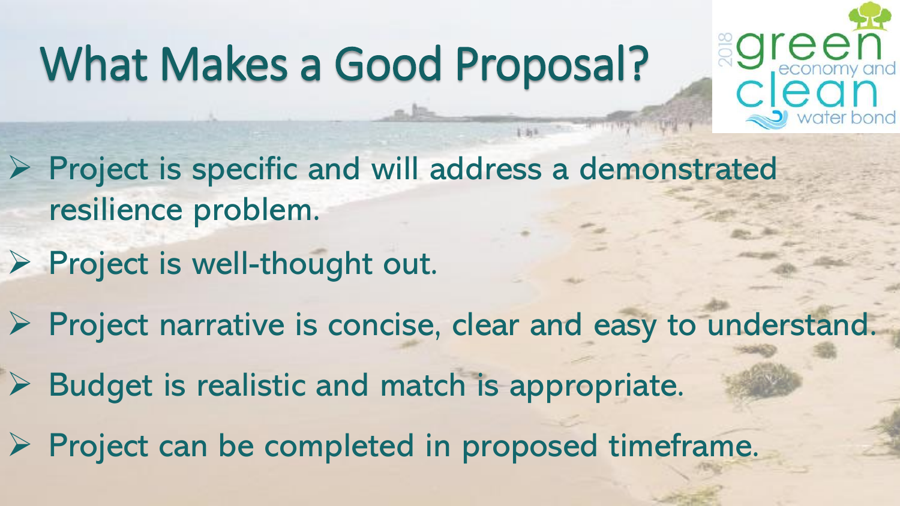# What Makes a Good Proposal?

- Project is specific and will address a demonstrated resilience problem.
- Project is well-thought out.
- Project narrative is concise, clear and easy to understand.
- Budget is realistic and match is appropriate.
- Project can be completed in proposed timeframe.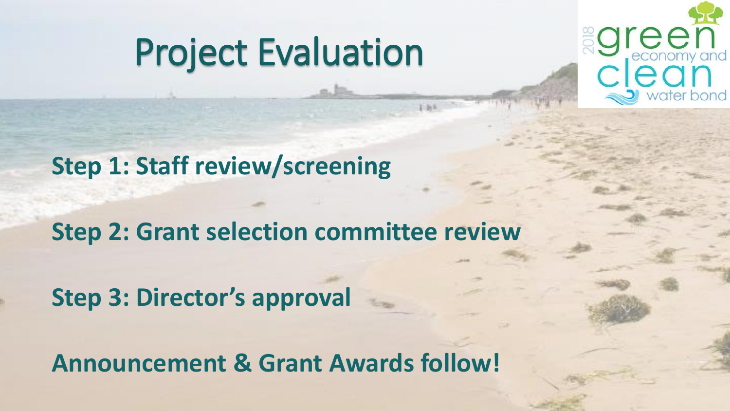# Project Evaluation

**Step 1: Staff review/screening**

**Step 2: Grant selection committee review**

**Step 3: Director's approval**

**Announcement & Grant Awards follow!**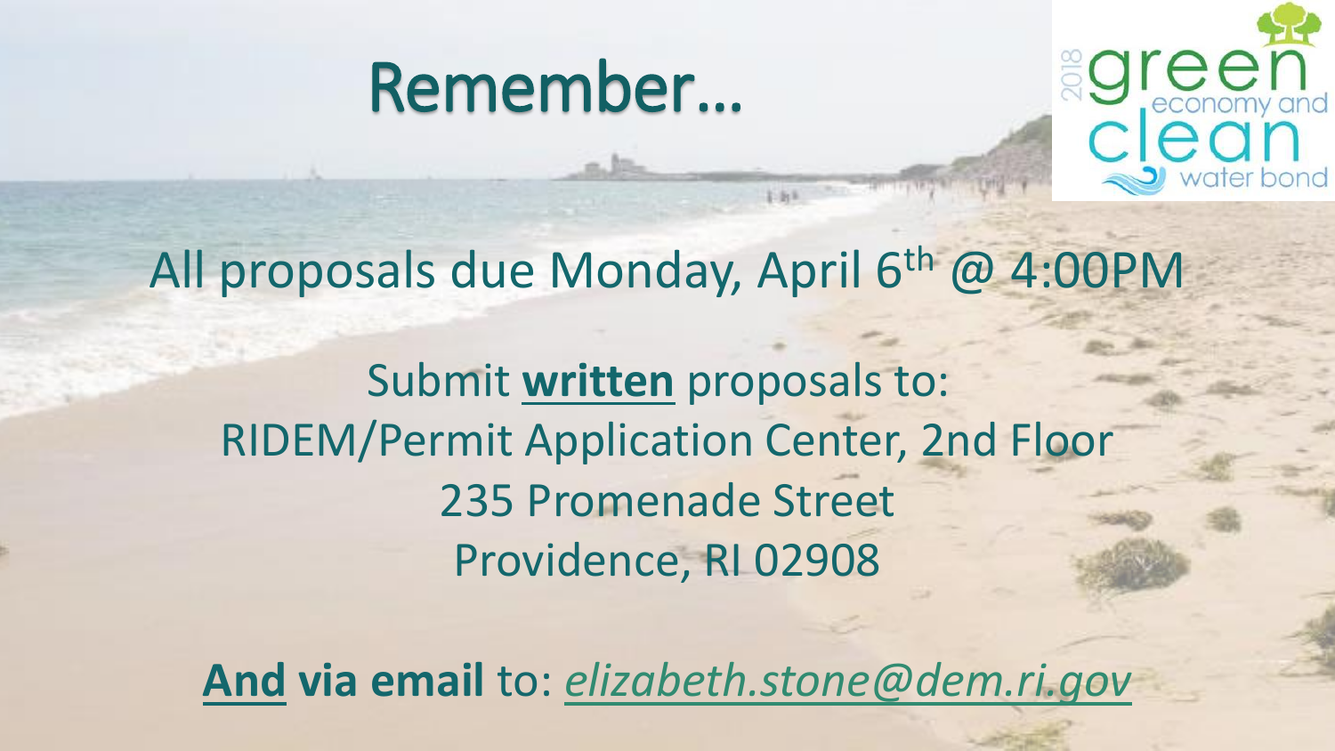# Remember…

All proposals due Monday, April 6th @ 4:00PM

Submit **written** proposals to:
RIDEM/Permit Application Center, 2nd Floor
235 Promenade Street
Providence, RI 02908

**And via email** to: *elizabeth.stone@dem.ri.gov*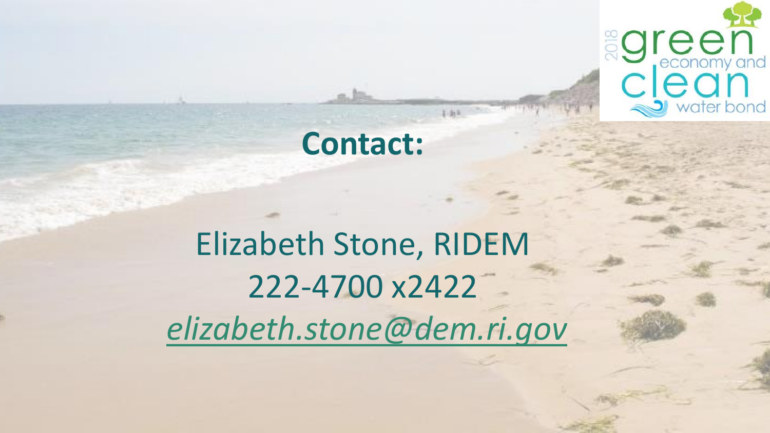2018 green economy and clean water bond

## Contact:

Elizabeth Stone, RIDEM

222-4700 x2422

*elizabeth.stone@dem.ri.gov*